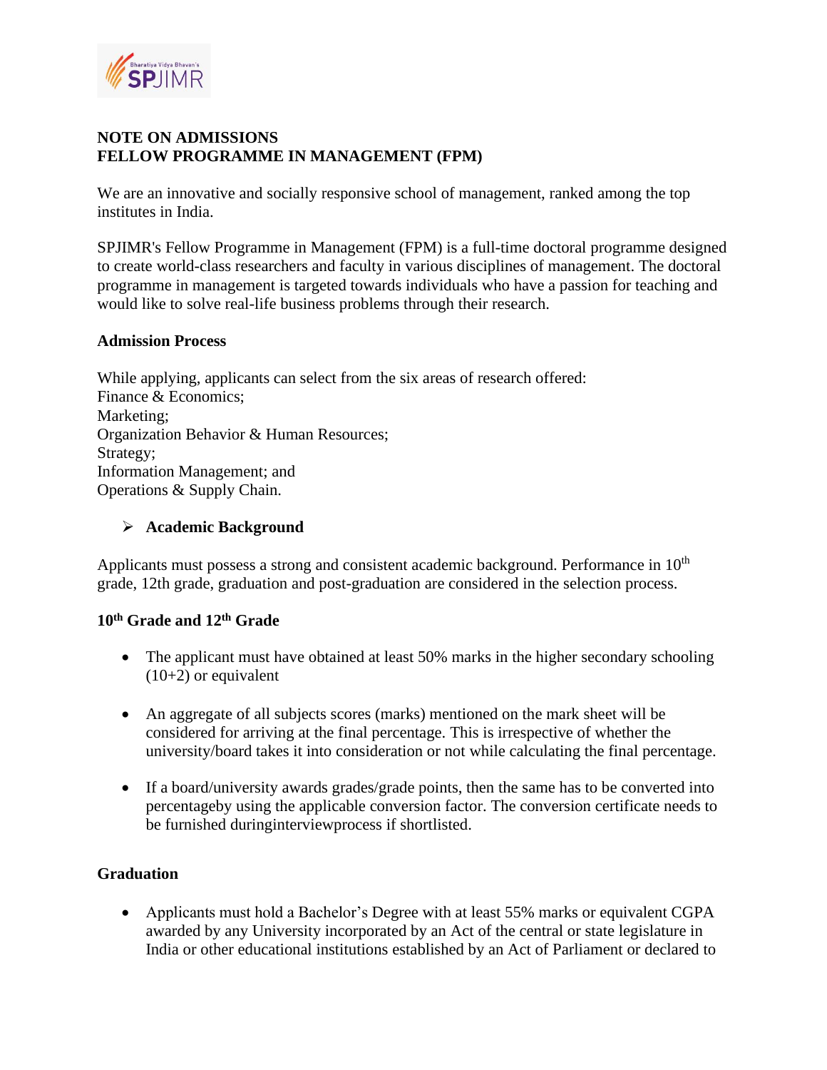# NOTE ON ADMISSIONS
# FELLOW PROGRAMME IN MANAGEMENT (FPM)

We are an innovative and socially responsive school of management, ranked among the top institutes in India.

SPJIMR's Fellow Programme in Management (FPM) is a full-time doctoral programme designed to create world-class researchers and faculty in various disciplines of management. The doctoral programme in management is targeted towards individuals who have a passion for teaching and would like to solve real-life business problems through their research.

## Admission Process

While applying, applicants can select from the six areas of research offered:
Finance & Economics;
Marketing;
Organization Behavior & Human Resources;
Strategy;
Information Management; and
Operations & Supply Chain.

- **Academic Background**

Applicants must possess a strong and consistent academic background. Performance in 10th grade, 12th grade, graduation and post-graduation are considered in the selection process.

### 10th Grade and 12th Grade

- The applicant must have obtained at least 50% marks in the higher secondary schooling (10+2) or equivalent
- An aggregate of all subjects scores (marks) mentioned on the mark sheet will be considered for arriving at the final percentage. This is irrespective of whether the university/board takes it into consideration or not while calculating the final percentage.
- If a board/university awards grades/grade points, then the same has to be converted into percentageby using the applicable conversion factor. The conversion certificate needs to be furnished duringinterviewprocess if shortlisted.

### Graduation

- Applicants must hold a Bachelor's Degree with at least 55% marks or equivalent CGPA awarded by any University incorporated by an Act of the central or state legislature in India or other educational institutions established by an Act of Parliament or declared to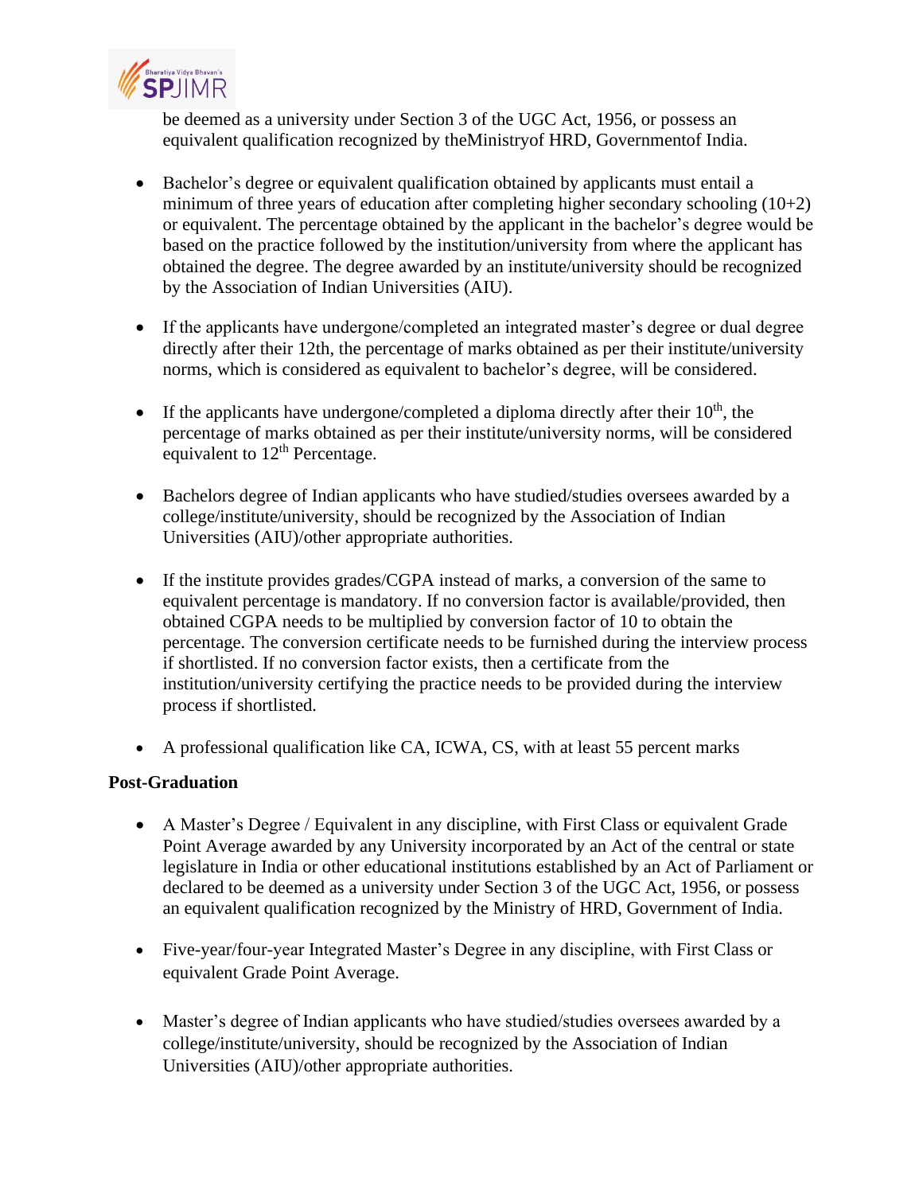be deemed as a university under Section 3 of the UGC Act, 1956, or possess an equivalent qualification recognized by theMinistryof HRD, Governmentof India.

- Bachelor's degree or equivalent qualification obtained by applicants must entail a minimum of three years of education after completing higher secondary schooling (10+2) or equivalent. The percentage obtained by the applicant in the bachelor's degree would be based on the practice followed by the institution/university from where the applicant has obtained the degree. The degree awarded by an institute/university should be recognized by the Association of Indian Universities (AIU).

- If the applicants have undergone/completed an integrated master's degree or dual degree directly after their 12th, the percentage of marks obtained as per their institute/university norms, which is considered as equivalent to bachelor's degree, will be considered.

- If the applicants have undergone/completed a diploma directly after their 10th, the percentage of marks obtained as per their institute/university norms, will be considered equivalent to 12th Percentage.

- Bachelors degree of Indian applicants who have studied/studies oversees awarded by a college/institute/university, should be recognized by the Association of Indian Universities (AIU)/other appropriate authorities.

- If the institute provides grades/CGPA instead of marks, a conversion of the same to equivalent percentage is mandatory. If no conversion factor is available/provided, then obtained CGPA needs to be multiplied by conversion factor of 10 to obtain the percentage. The conversion certificate needs to be furnished during the interview process if shortlisted. If no conversion factor exists, then a certificate from the institution/university certifying the practice needs to be provided during the interview process if shortlisted.

- A professional qualification like CA, ICWA, CS, with at least 55 percent marks

**Post-Graduation**

- A Master's Degree / Equivalent in any discipline, with First Class or equivalent Grade Point Average awarded by any University incorporated by an Act of the central or state legislature in India or other educational institutions established by an Act of Parliament or declared to be deemed as a university under Section 3 of the UGC Act, 1956, or possess an equivalent qualification recognized by the Ministry of HRD, Government of India.

- Five-year/four-year Integrated Master's Degree in any discipline, with First Class or equivalent Grade Point Average.

- Master's degree of Indian applicants who have studied/studies oversees awarded by a college/institute/university, should be recognized by the Association of Indian Universities (AIU)/other appropriate authorities.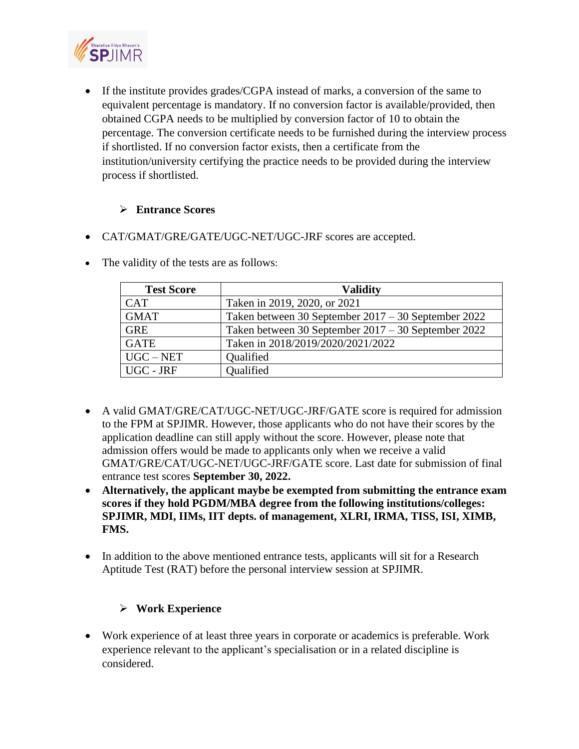- If the institute provides grades/CGPA instead of marks, a conversion of the same to equivalent percentage is mandatory. If no conversion factor is available/provided, then obtained CGPA needs to be multiplied by conversion factor of 10 to obtain the percentage. The conversion certificate needs to be furnished during the interview process if shortlisted. If no conversion factor exists, then a certificate from the institution/university certifying the practice needs to be provided during the interview process if shortlisted.

### ➢ Entrance Scores

- CAT/GMAT/GRE/GATE/UGC-NET/UGC-JRF scores are accepted.

- The validity of the tests are as follows:

| Test Score | Validity |
|---|---|
| CAT | Taken in 2019, 2020, or 2021 |
| GMAT | Taken between 30 September 2017 – 30 September 2022 |
| GRE | Taken between 30 September 2017 – 30 September 2022 |
| GATE | Taken in 2018/2019/2020/2021/2022 |
| UGC – NET | Qualified |
| UGC - JRF | Qualified |

- A valid GMAT/GRE/CAT/UGC-NET/UGC-JRF/GATE score is required for admission to the FPM at SPJIMR. However, those applicants who do not have their scores by the application deadline can still apply without the score. However, please note that admission offers would be made to applicants only when we receive a valid GMAT/GRE/CAT/UGC-NET/UGC-JRF/GATE score. Last date for submission of final entrance test scores **September 30, 2022.**
- **Alternatively, the applicant maybe be exempted from submitting the entrance exam scores if they hold PGDM/MBA degree from the following institutions/colleges: SPJIMR, MDI, IIMs, IIT depts. of management, XLRI, IRMA, TISS, ISI, XIMB, FMS.**

- In addition to the above mentioned entrance tests, applicants will sit for a Research Aptitude Test (RAT) before the personal interview session at SPJIMR.

### ➢ Work Experience

- Work experience of at least three years in corporate or academics is preferable. Work experience relevant to the applicant's specialisation or in a related discipline is considered.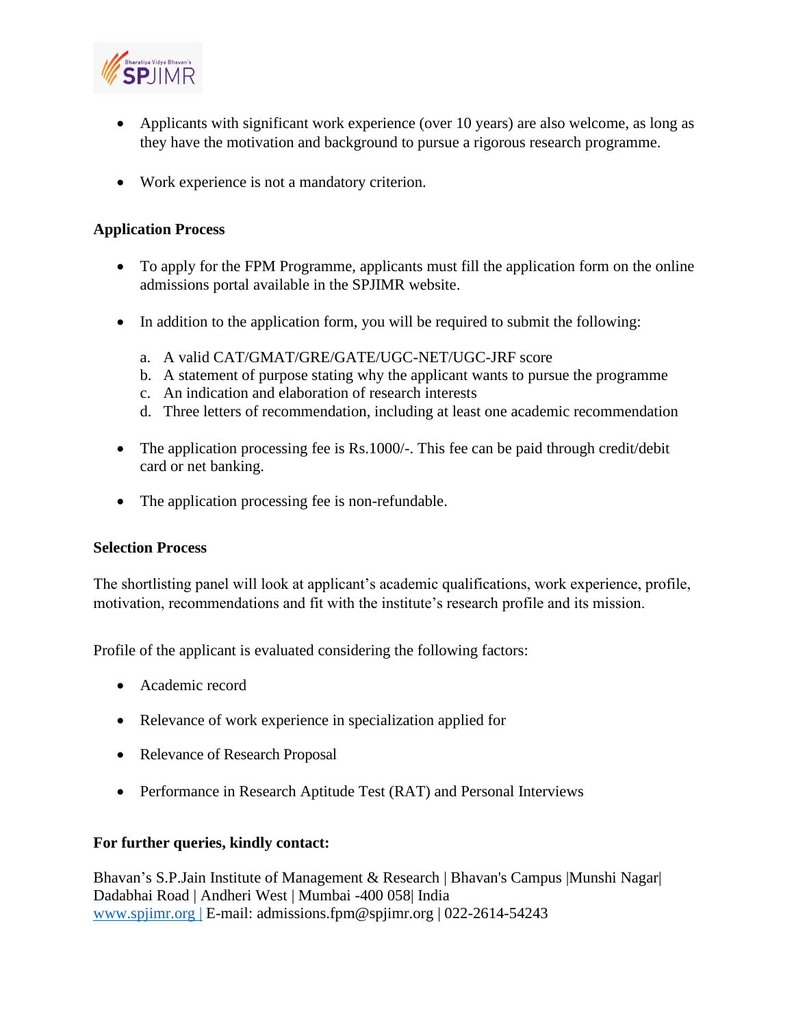- Applicants with significant work experience (over 10 years) are also welcome, as long as they have the motivation and background to pursue a rigorous research programme.

- Work experience is not a mandatory criterion.

**Application Process**

- To apply for the FPM Programme, applicants must fill the application form on the online admissions portal available in the SPJIMR website.

- In addition to the application form, you will be required to submit the following:

  a. A valid CAT/GMAT/GRE/GATE/UGC-NET/UGC-JRF score
  b. A statement of purpose stating why the applicant wants to pursue the programme
  c. An indication and elaboration of research interests
  d. Three letters of recommendation, including at least one academic recommendation

- The application processing fee is Rs.1000/-. This fee can be paid through credit/debit card or net banking.

- The application processing fee is non-refundable.

**Selection Process**

The shortlisting panel will look at applicant's academic qualifications, work experience, profile, motivation, recommendations and fit with the institute's research profile and its mission.

Profile of the applicant is evaluated considering the following factors:

- Academic record

- Relevance of work experience in specialization applied for

- Relevance of Research Proposal

- Performance in Research Aptitude Test (RAT) and Personal Interviews

**For further queries, kindly contact:**

Bhavan's S.P.Jain Institute of Management & Research | Bhavan's Campus |Munshi Nagar| Dadabhai Road | Andheri West | Mumbai -400 058| India
www.spjimr.org | E-mail: admissions.fpm@spjimr.org | 022-2614-54243